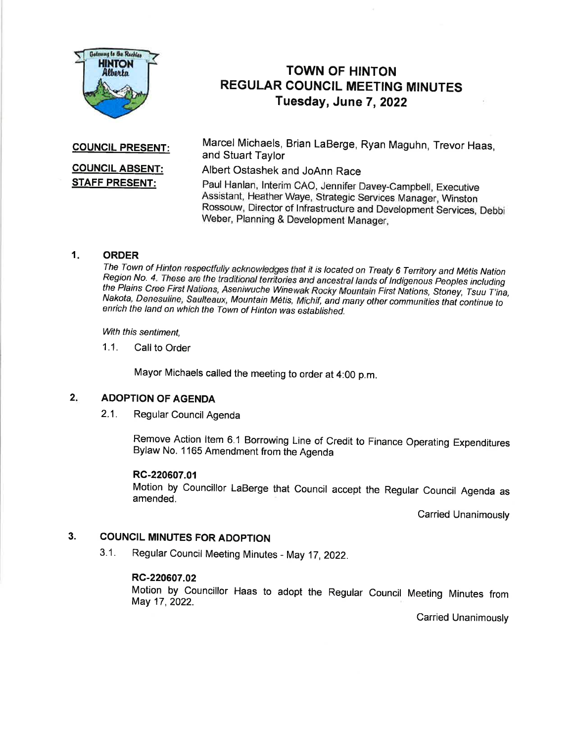# TOWN OF HINTON
## REGULAR COUNCIL MEETING MINUTES
### Tuesday, June 7, 2022

**COUNCIL PRESENT:** Marcel Michaels, Brian LaBerge, Ryan Maguhn, Trevor Haas, and Stuart Taylor

**COUNCIL ABSENT:** Albert Ostashek and JoAnn Race

**STAFF PRESENT:** Paul Hanlan, Interim CAO, Jennifer Davey-Campbell, Executive Assistant, Heather Waye, Strategic Services Manager, Winston Rossouw, Director of Infrastructure and Development Services, Debbi Weber, Planning & Development Manager,

## 1. ORDER

*The Town of Hinton respectfully acknowledges that it is located on Treaty 6 Territory and Métis Nation Region No. 4. These are the traditional territories and ancestral lands of Indigenous Peoples including the Plains Cree First Nations, Aseniwuche Winewak Rocky Mountain First Nations, Stoney, Tsuu T'ina, Nakota, Denesuline, Saulteaux, Mountain Métis, Michif, and many other communities that continue to enrich the land on which the Town of Hinton was established.*

*With this sentiment,*

1.1. Call to Order

Mayor Michaels called the meeting to order at 4:00 p.m.

## 2. ADOPTION OF AGENDA

2.1. Regular Council Agenda

Remove Action Item 6.1 Borrowing Line of Credit to Finance Operating Expenditures Bylaw No. 1165 Amendment from the Agenda

**RC-220607.01**
Motion by Councillor LaBerge that Council accept the Regular Council Agenda as amended.

Carried Unanimously

## 3. COUNCIL MINUTES FOR ADOPTION

3.1. Regular Council Meeting Minutes - May 17, 2022.

**RC-220607.02**
Motion by Councillor Haas to adopt the Regular Council Meeting Minutes from May 17, 2022.

Carried Unanimously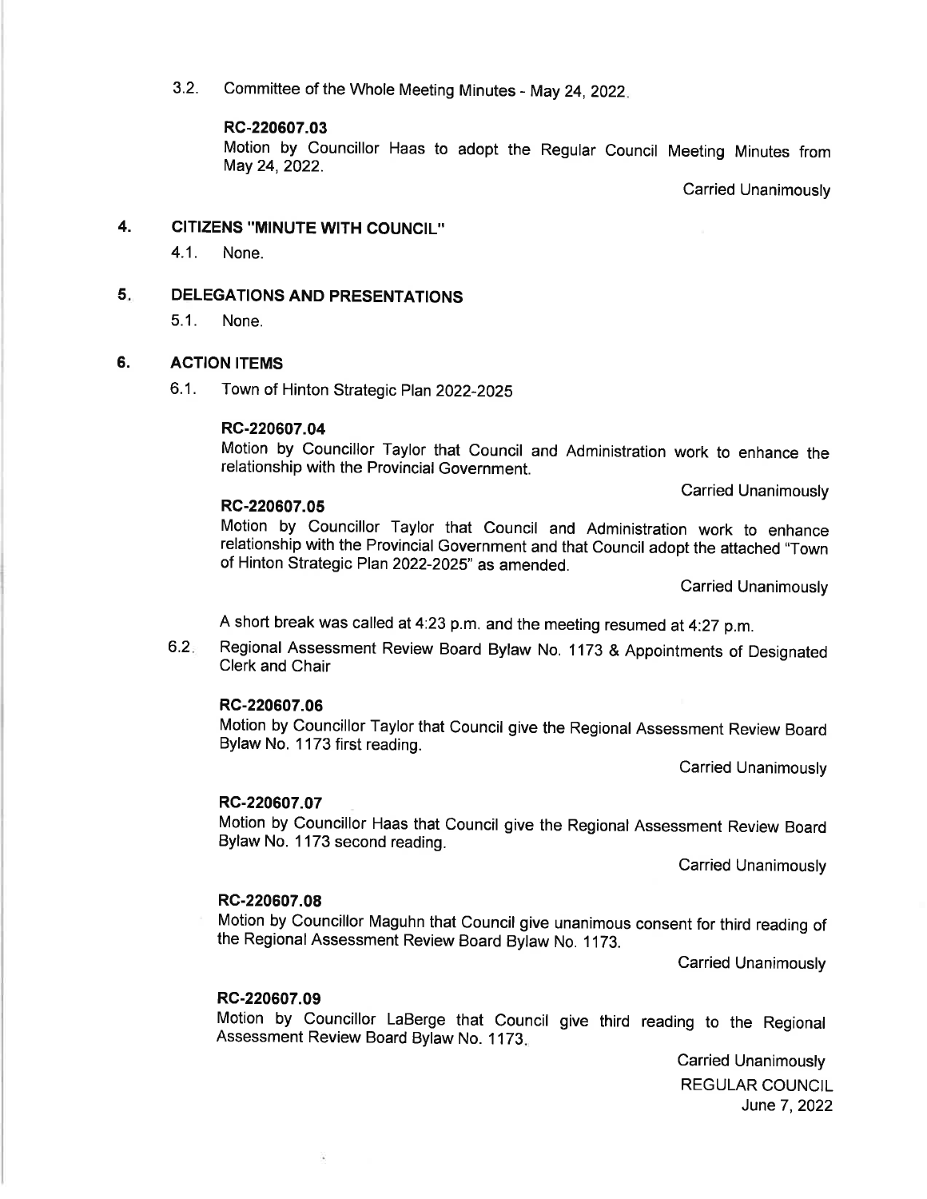3.2. Committee of the Whole Meeting Minutes - May 24, 2022.

**RC-220607.03**

Motion by Councillor Haas to adopt the Regular Council Meeting Minutes from May 24, 2022.

Carried Unanimously

## 4. CITIZENS "MINUTE WITH COUNCIL"

4.1. None.

## 5. DELEGATIONS AND PRESENTATIONS

5.1. None.

## 6. ACTION ITEMS

6.1. Town of Hinton Strategic Plan 2022-2025

**RC-220607.04**

Motion by Councillor Taylor that Council and Administration work to enhance the relationship with the Provincial Government.

Carried Unanimously

**RC-220607.05**

Motion by Councillor Taylor that Council and Administration work to enhance relationship with the Provincial Government and that Council adopt the attached "Town of Hinton Strategic Plan 2022-2025" as amended.

Carried Unanimously

A short break was called at 4:23 p.m. and the meeting resumed at 4:27 p.m.

6.2. Regional Assessment Review Board Bylaw No. 1173 & Appointments of Designated Clerk and Chair

**RC-220607.06**

Motion by Councillor Taylor that Council give the Regional Assessment Review Board Bylaw No. 1173 first reading.

Carried Unanimously

**RC-220607.07**

Motion by Councillor Haas that Council give the Regional Assessment Review Board Bylaw No. 1173 second reading.

Carried Unanimously

**RC-220607.08**

Motion by Councillor Maguhn that Council give unanimous consent for third reading of the Regional Assessment Review Board Bylaw No. 1173.

Carried Unanimously

**RC-220607.09**

Motion by Councillor LaBerge that Council give third reading to the Regional Assessment Review Board Bylaw No. 1173.

Carried Unanimously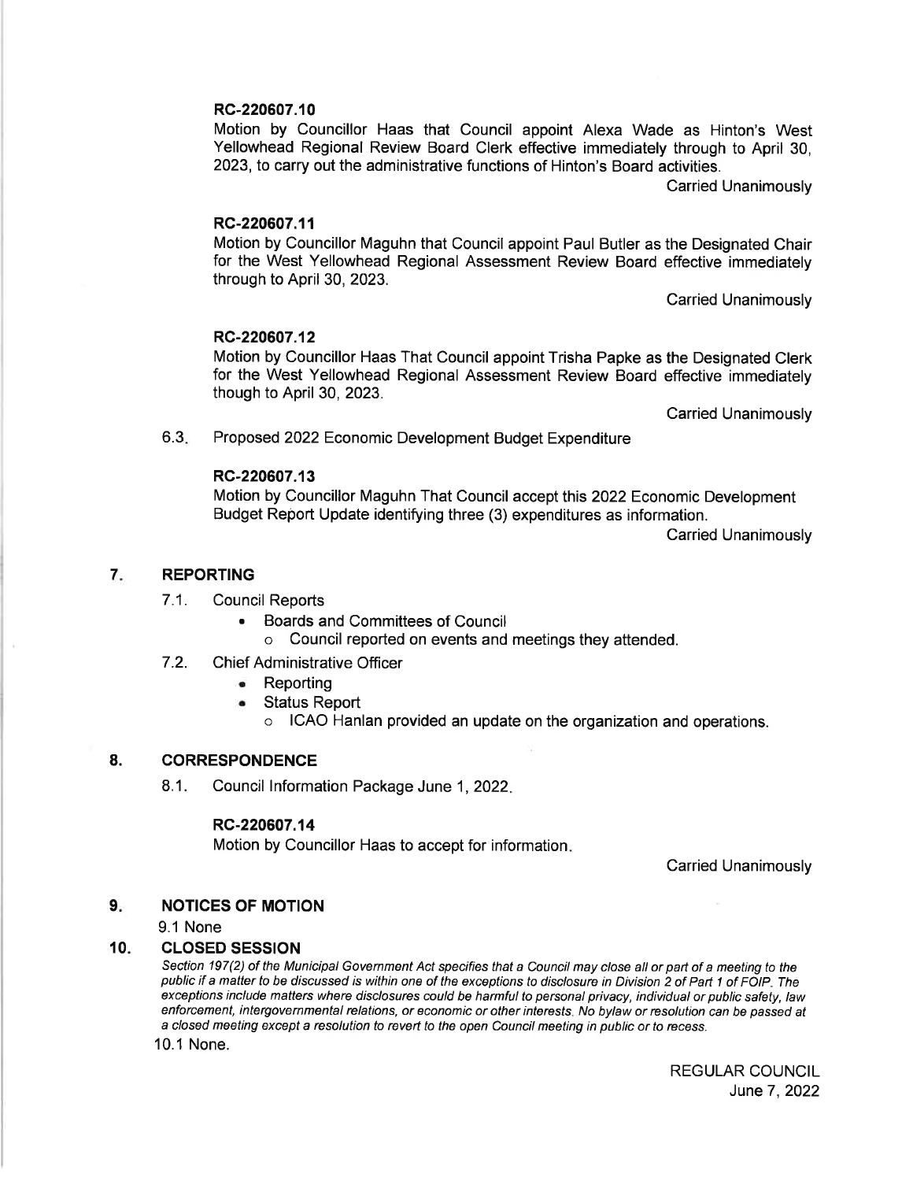**RC-220607.10**

Motion by Councillor Haas that Council appoint Alexa Wade as Hinton's West Yellowhead Regional Review Board Clerk effective immediately through to April 30, 2023, to carry out the administrative functions of Hinton's Board activities.

Carried Unanimously

**RC-220607.11**

Motion by Councillor Maguhn that Council appoint Paul Butler as the Designated Chair for the West Yellowhead Regional Assessment Review Board effective immediately through to April 30, 2023.

Carried Unanimously

**RC-220607.12**

Motion by Councillor Haas That Council appoint Trisha Papke as the Designated Clerk for the West Yellowhead Regional Assessment Review Board effective immediately though to April 30, 2023.

Carried Unanimously

6.3. Proposed 2022 Economic Development Budget Expenditure

**RC-220607.13**

Motion by Councillor Maguhn That Council accept this 2022 Economic Development Budget Report Update identifying three (3) expenditures as information.

Carried Unanimously

## 7. REPORTING

7.1. Council Reports

- Boards and Committees of Council
  - o Council reported on events and meetings they attended.

7.2. Chief Administrative Officer

- Reporting
- Status Report
  - o ICAO Hanlan provided an update on the organization and operations.

## 8. CORRESPONDENCE

8.1. Council Information Package June 1, 2022.

**RC-220607.14**

Motion by Councillor Haas to accept for information.

Carried Unanimously

## 9. NOTICES OF MOTION

9.1 None

## 10. CLOSED SESSION

*Section 197(2) of the Municipal Government Act specifies that a Council may close all or part of a meeting to the public if a matter to be discussed is within one of the exceptions to disclosure in Division 2 of Part 1 of FOIP. The exceptions include matters where disclosures could be harmful to personal privacy, individual or public safety, law enforcement, intergovernmental relations, or economic or other interests. No bylaw or resolution can be passed at a closed meeting except a resolution to revert to the open Council meeting in public or to recess.*

10.1 None.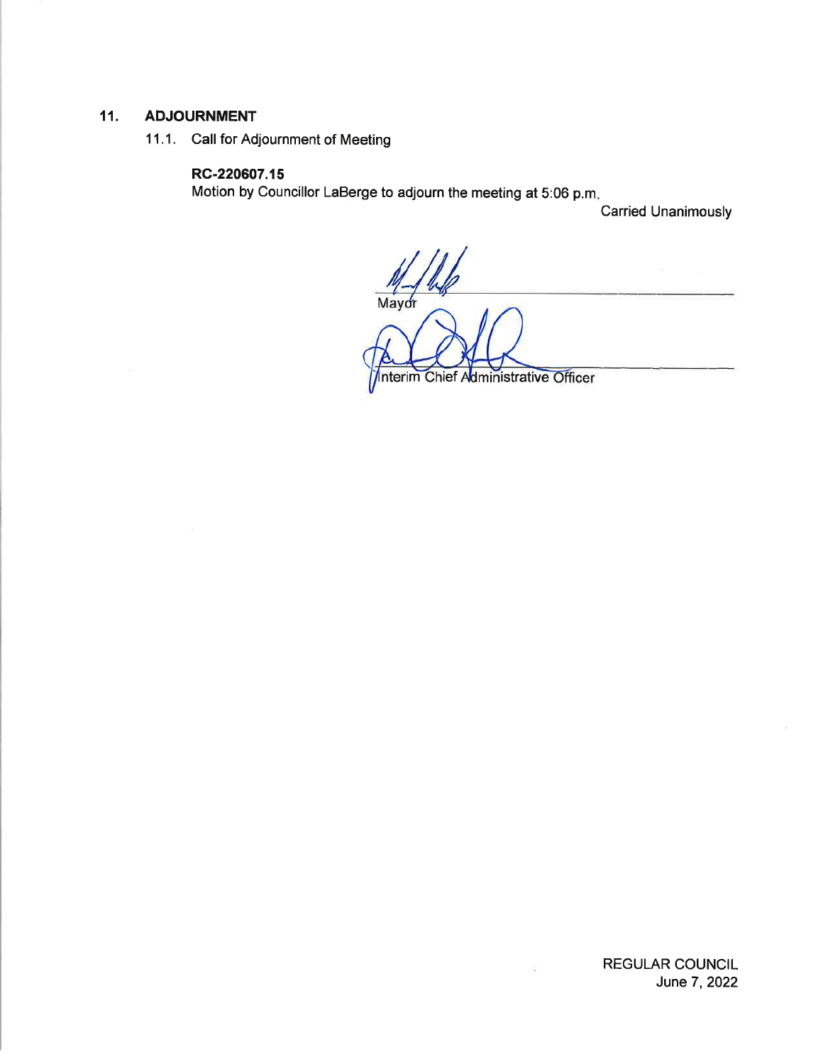## 11. ADJOURNMENT

11.1. Call for Adjournment of Meeting

**RC-220607.15**
Motion by Councillor LaBerge to adjourn the meeting at 5:06 p.m.

Carried Unanimously

Mayor

Interim Chief Administrative Officer

REGULAR COUNCIL
June 7, 2022